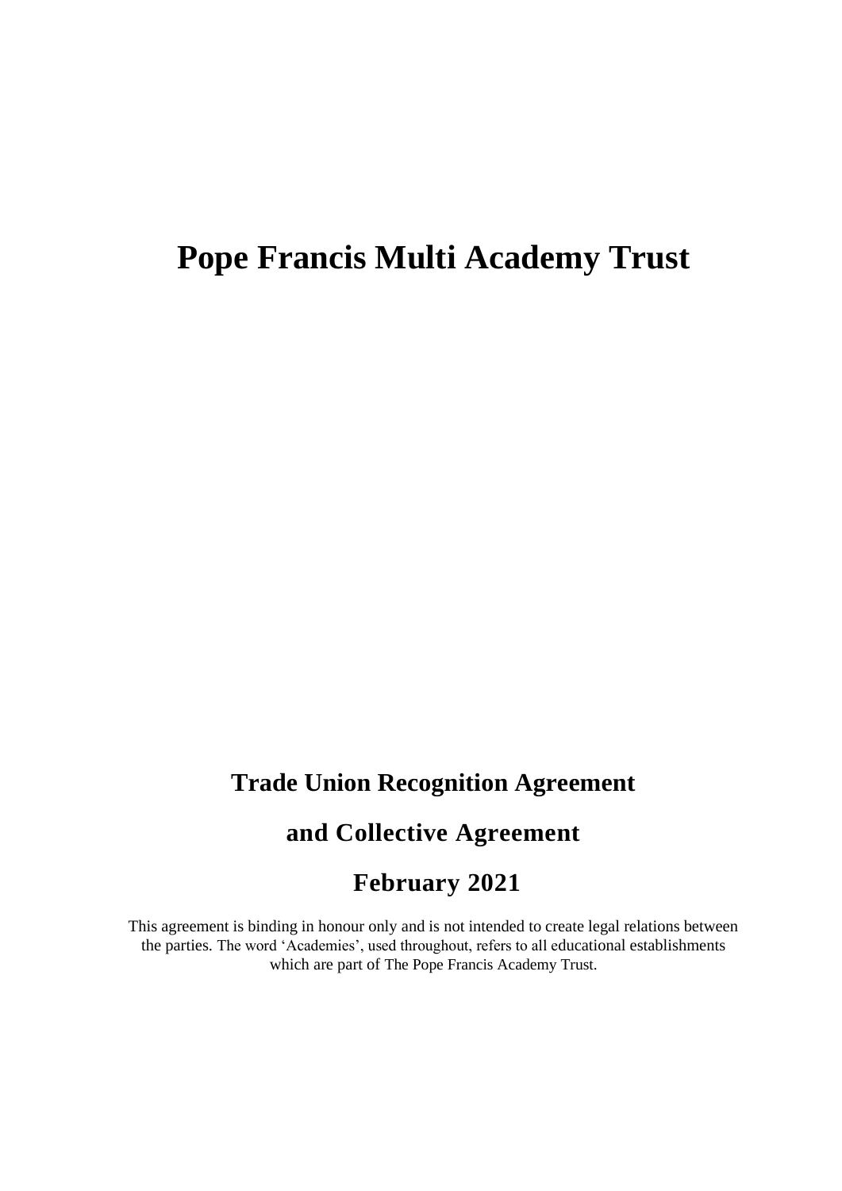# Pope Francis Multi Academy Trust

## Trade Union Recognition Agreement

## and Collective Agreement

## February 2021

This agreement is binding in honour only and is not intended to create legal relations between the parties. The word 'Academies', used throughout, refers to all educational establishments which are part of The Pope Francis Academy Trust.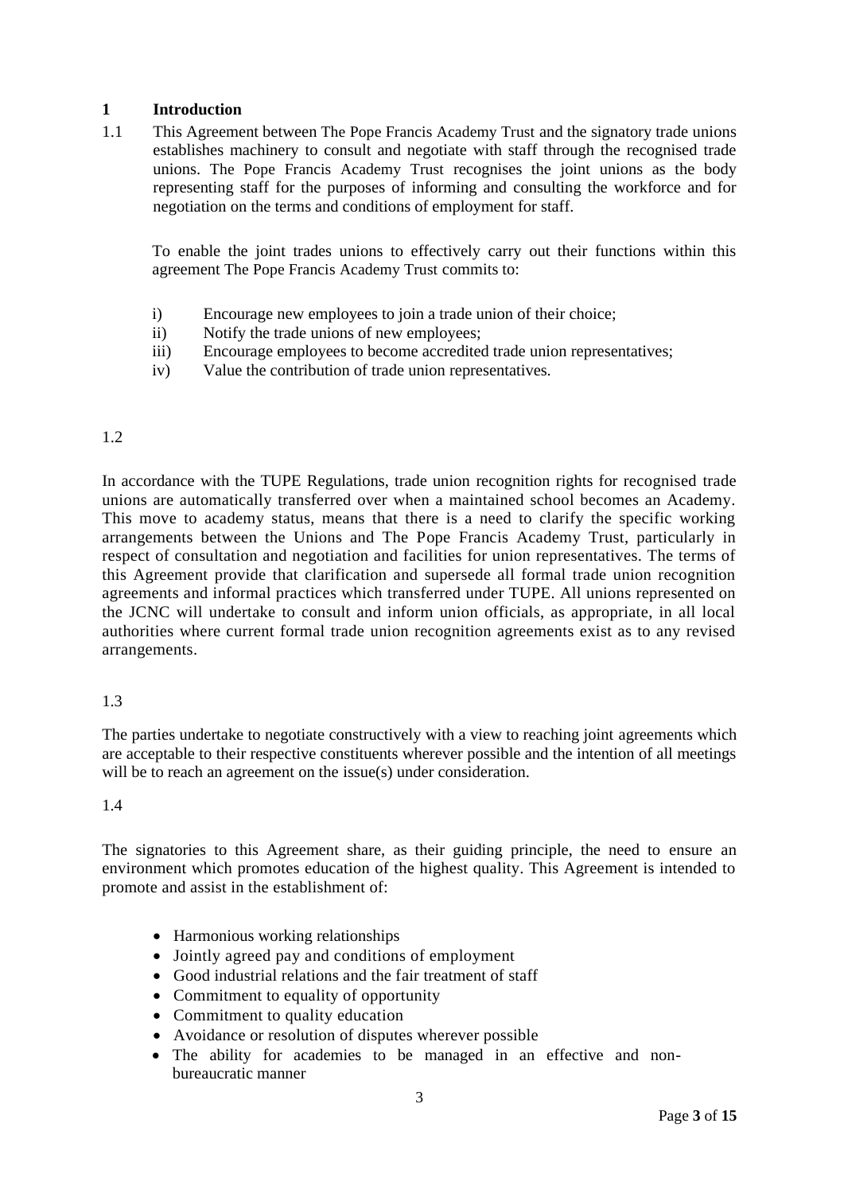## 1 Introduction

1.1 This Agreement between The Pope Francis Academy Trust and the signatory trade unions establishes machinery to consult and negotiate with staff through the recognised trade unions. The Pope Francis Academy Trust recognises the joint unions as the body representing staff for the purposes of informing and consulting the workforce and for negotiation on the terms and conditions of employment for staff.

To enable the joint trades unions to effectively carry out their functions within this agreement The Pope Francis Academy Trust commits to:

i) Encourage new employees to join a trade union of their choice;
ii) Notify the trade unions of new employees;
iii) Encourage employees to become accredited trade union representatives;
iv) Value the contribution of trade union representatives.

1.2

In accordance with the TUPE Regulations, trade union recognition rights for recognised trade unions are automatically transferred over when a maintained school becomes an Academy. This move to academy status, means that there is a need to clarify the specific working arrangements between the Unions and The Pope Francis Academy Trust, particularly in respect of consultation and negotiation and facilities for union representatives. The terms of this Agreement provide that clarification and supersede all formal trade union recognition agreements and informal practices which transferred under TUPE. All unions represented on the JCNC will undertake to consult and inform union officials, as appropriate, in all local authorities where current formal trade union recognition agreements exist as to any revised arrangements.

1.3

The parties undertake to negotiate constructively with a view to reaching joint agreements which are acceptable to their respective constituents wherever possible and the intention of all meetings will be to reach an agreement on the issue(s) under consideration.

1.4

The signatories to this Agreement share, as their guiding principle, the need to ensure an environment which promotes education of the highest quality. This Agreement is intended to promote and assist in the establishment of:

- Harmonious working relationships
- Jointly agreed pay and conditions of employment
- Good industrial relations and the fair treatment of staff
- Commitment to equality of opportunity
- Commitment to quality education
- Avoidance or resolution of disputes wherever possible
- The ability for academies to be managed in an effective and non-bureaucratic manner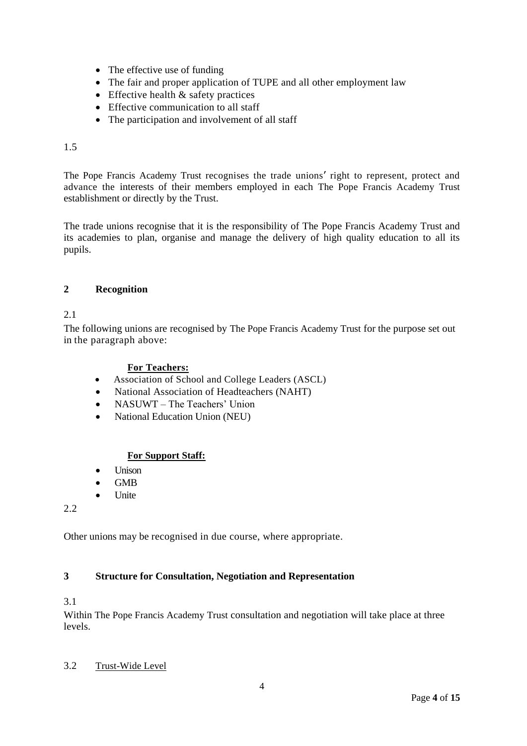- The effective use of funding
- The fair and proper application of TUPE and all other employment law
- Effective health & safety practices
- Effective communication to all staff
- The participation and involvement of all staff

1.5

The Pope Francis Academy Trust recognises the trade unions' right to represent, protect and advance the interests of their members employed in each The Pope Francis Academy Trust establishment or directly by the Trust.

The trade unions recognise that it is the responsibility of The Pope Francis Academy Trust and its academies to plan, organise and manage the delivery of high quality education to all its pupils.

## 2 Recognition

2.1
The following unions are recognised by The Pope Francis Academy Trust for the purpose set out in the paragraph above:

**For Teachers:**

- Association of School and College Leaders (ASCL)
- National Association of Headteachers (NAHT)
- NASUWT – The Teachers' Union
- National Education Union (NEU)

**For Support Staff:**

- Unison
- GMB
- Unite

2.2

Other unions may be recognised in due course, where appropriate.

## 3 Structure for Consultation, Negotiation and Representation

3.1
Within The Pope Francis Academy Trust consultation and negotiation will take place at three levels.

3.2 Trust-Wide Level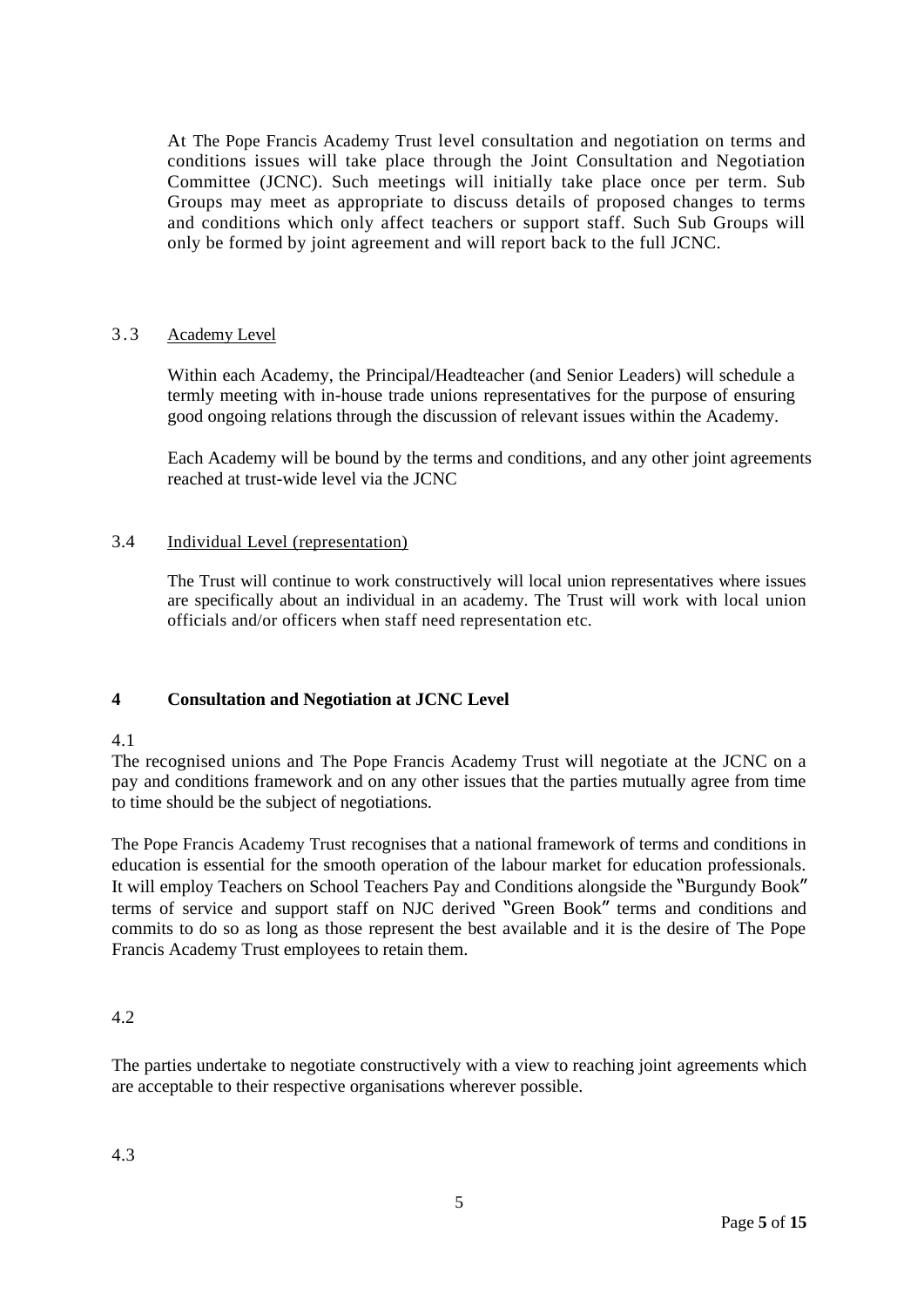At The Pope Francis Academy Trust level consultation and negotiation on terms and conditions issues will take place through the Joint Consultation and Negotiation Committee (JCNC). Such meetings will initially take place once per term. Sub Groups may meet as appropriate to discuss details of proposed changes to terms and conditions which only affect teachers or support staff. Such Sub Groups will only be formed by joint agreement and will report back to the full JCNC.

3.3 Academy Level

Within each Academy, the Principal/Headteacher (and Senior Leaders) will schedule a termly meeting with in-house trade unions representatives for the purpose of ensuring good ongoing relations through the discussion of relevant issues within the Academy.

Each Academy will be bound by the terms and conditions, and any other joint agreements reached at trust-wide level via the JCNC

3.4 Individual Level (representation)

The Trust will continue to work constructively will local union representatives where issues are specifically about an individual in an academy. The Trust will work with local union officials and/or officers when staff need representation etc.

## 4 Consultation and Negotiation at JCNC Level

4.1

The recognised unions and The Pope Francis Academy Trust will negotiate at the JCNC on a pay and conditions framework and on any other issues that the parties mutually agree from time to time should be the subject of negotiations.

The Pope Francis Academy Trust recognises that a national framework of terms and conditions in education is essential for the smooth operation of the labour market for education professionals. It will employ Teachers on School Teachers Pay and Conditions alongside the "Burgundy Book" terms of service and support staff on NJC derived "Green Book" terms and conditions and commits to do so as long as those represent the best available and it is the desire of The Pope Francis Academy Trust employees to retain them.

4.2

The parties undertake to negotiate constructively with a view to reaching joint agreements which are acceptable to their respective organisations wherever possible.

4.3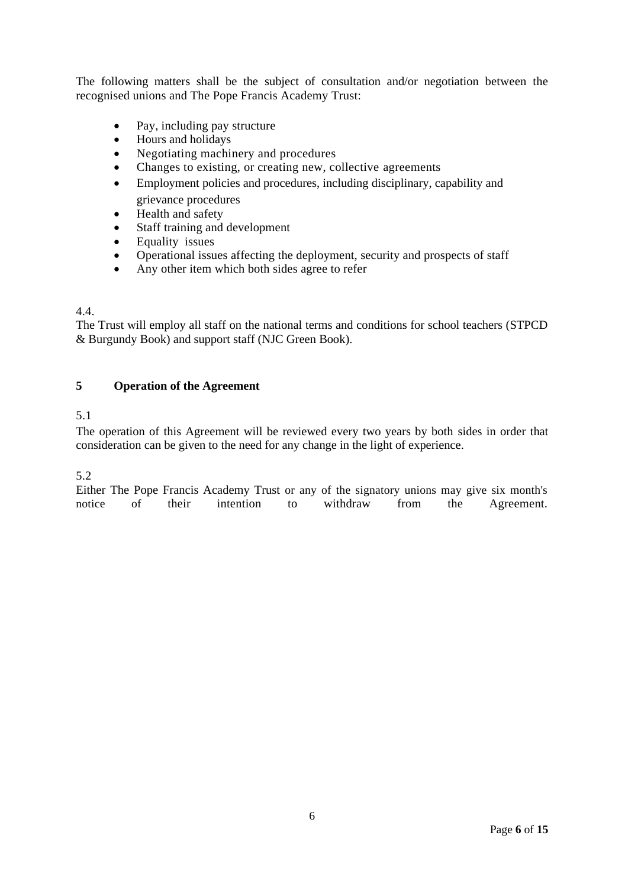The following matters shall be the subject of consultation and/or negotiation between the recognised unions and The Pope Francis Academy Trust:

- Pay, including pay structure
- Hours and holidays
- Negotiating machinery and procedures
- Changes to existing, or creating new, collective agreements
- Employment policies and procedures, including disciplinary, capability and grievance procedures
- Health and safety
- Staff training and development
- Equality issues
- Operational issues affecting the deployment, security and prospects of staff
- Any other item which both sides agree to refer

4.4.

The Trust will employ all staff on the national terms and conditions for school teachers (STPCD & Burgundy Book) and support staff (NJC Green Book).

## 5 Operation of the Agreement

5.1

The operation of this Agreement will be reviewed every two years by both sides in order that consideration can be given to the need for any change in the light of experience.

5.2

Either The Pope Francis Academy Trust or any of the signatory unions may give six month's notice of their intention to withdraw from the Agreement.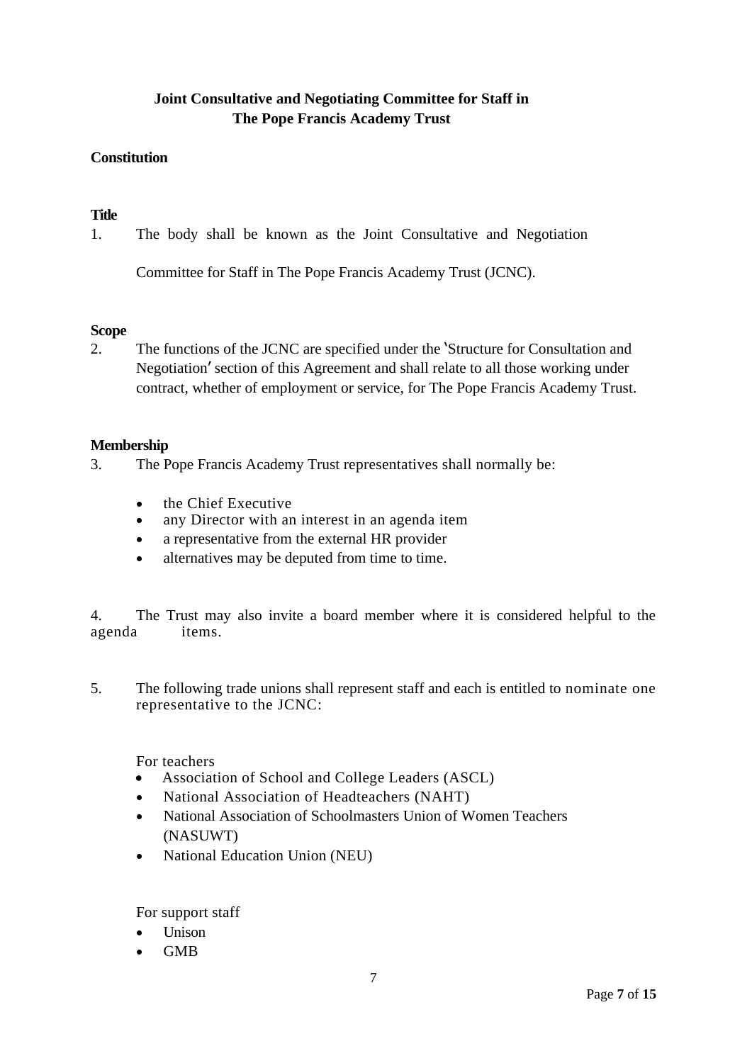## Joint Consultative and Negotiating Committee for Staff in The Pope Francis Academy Trust

### Constitution

#### Title

1. The body shall be known as the Joint Consultative and Negotiation Committee for Staff in The Pope Francis Academy Trust (JCNC).

#### Scope

2. The functions of the JCNC are specified under the 'Structure for Consultation and Negotiation' section of this Agreement and shall relate to all those working under contract, whether of employment or service, for The Pope Francis Academy Trust.

#### Membership

3. The Pope Francis Academy Trust representatives shall normally be:

   - the Chief Executive
   - any Director with an interest in an agenda item
   - a representative from the external HR provider
   - alternatives may be deputed from time to time.

4. The Trust may also invite a board member where it is considered helpful to the agenda items.

5. The following trade unions shall represent staff and each is entitled to nominate one representative to the JCNC:

   For teachers

   - Association of School and College Leaders (ASCL)
   - National Association of Headteachers (NAHT)
   - National Association of Schoolmasters Union of Women Teachers (NASUWT)
   - National Education Union (NEU)

   For support staff

   - Unison
   - GMB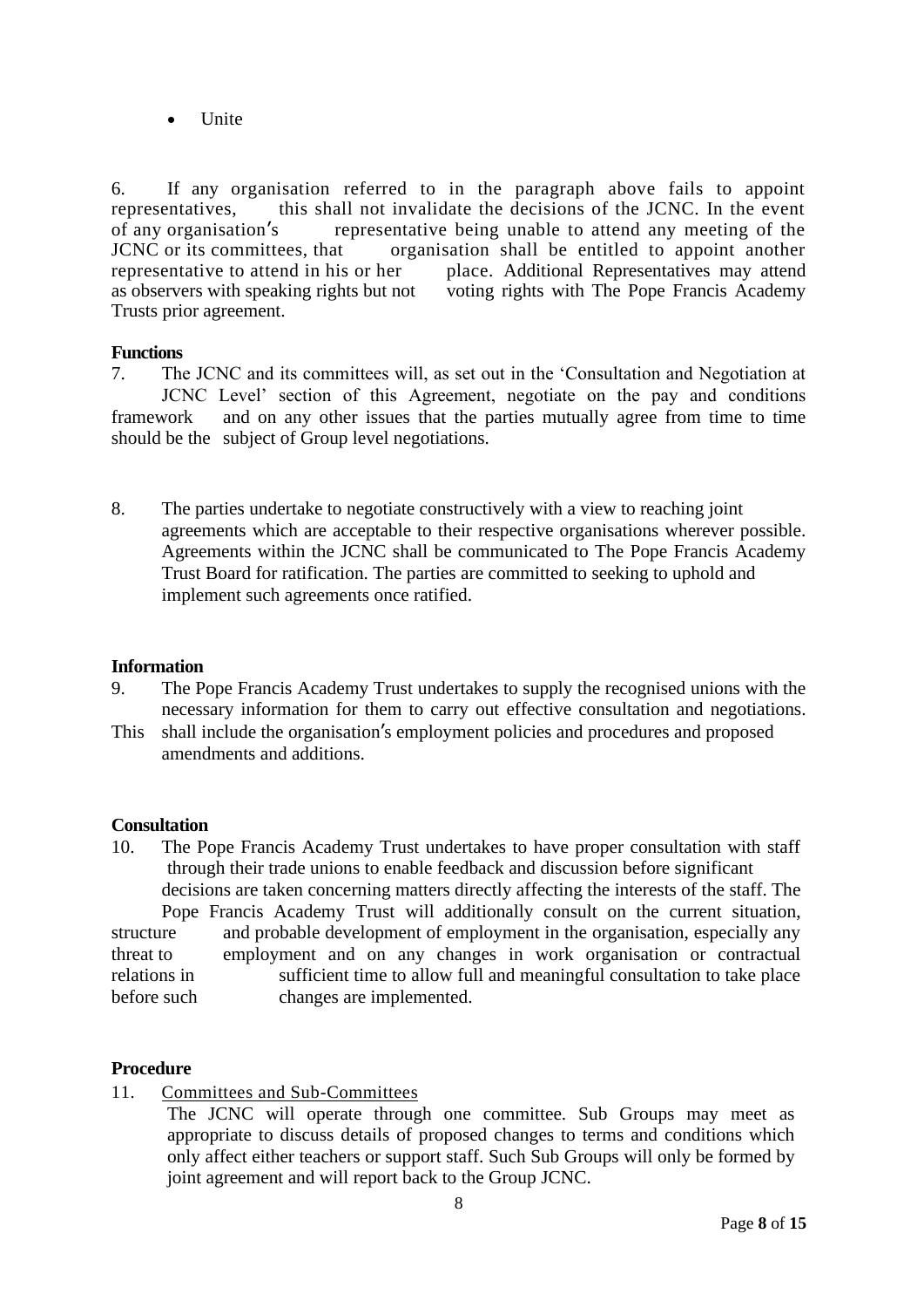- Unite

6. If any organisation referred to in the paragraph above fails to appoint representatives, this shall not invalidate the decisions of the JCNC. In the event of any organisation's representative being unable to attend any meeting of the JCNC or its committees, that organisation shall be entitled to appoint another representative to attend in his or her place. Additional Representatives may attend as observers with speaking rights but not voting rights with The Pope Francis Academy Trusts prior agreement.

**Functions**

7. The JCNC and its committees will, as set out in the 'Consultation and Negotiation at JCNC Level' section of this Agreement, negotiate on the pay and conditions framework and on any other issues that the parties mutually agree from time to time should be the subject of Group level negotiations.

8. The parties undertake to negotiate constructively with a view to reaching joint agreements which are acceptable to their respective organisations wherever possible. Agreements within the JCNC shall be communicated to The Pope Francis Academy Trust Board for ratification. The parties are committed to seeking to uphold and implement such agreements once ratified.

**Information**

9. The Pope Francis Academy Trust undertakes to supply the recognised unions with the necessary information for them to carry out effective consultation and negotiations. This shall include the organisation's employment policies and procedures and proposed amendments and additions.

**Consultation**

10. The Pope Francis Academy Trust undertakes to have proper consultation with staff through their trade unions to enable feedback and discussion before significant decisions are taken concerning matters directly affecting the interests of the staff. The Pope Francis Academy Trust will additionally consult on the current situation, structure and probable development of employment in the organisation, especially any threat to employment and on any changes in work organisation or contractual relations in sufficient time to allow full and meaningful consultation to take place before such changes are implemented.

**Procedure**

11. Committees and Sub-Committees

The JCNC will operate through one committee. Sub Groups may meet as appropriate to discuss details of proposed changes to terms and conditions which only affect either teachers or support staff. Such Sub Groups will only be formed by joint agreement and will report back to the Group JCNC.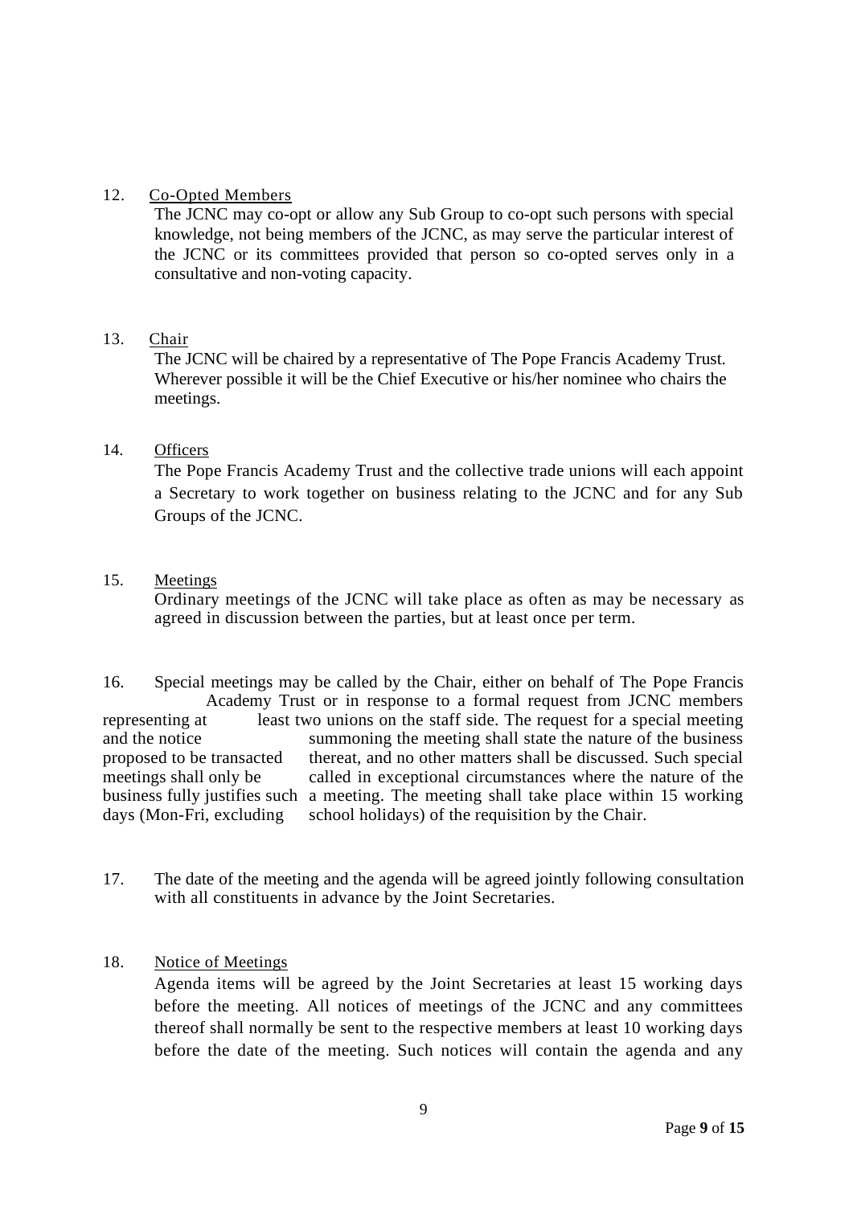12. <u>Co-Opted Members</u>

The JCNC may co-opt or allow any Sub Group to co-opt such persons with special knowledge, not being members of the JCNC, as may serve the particular interest of the JCNC or its committees provided that person so co-opted serves only in a consultative and non-voting capacity.

13. <u>Chair</u>

The JCNC will be chaired by a representative of The Pope Francis Academy Trust. Wherever possible it will be the Chief Executive or his/her nominee who chairs the meetings.

14. <u>Officers</u>

The Pope Francis Academy Trust and the collective trade unions will each appoint a Secretary to work together on business relating to the JCNC and for any Sub Groups of the JCNC.

15. <u>Meetings</u>

Ordinary meetings of the JCNC will take place as often as may be necessary as agreed in discussion between the parties, but at least once per term.

16. Special meetings may be called by the Chair, either on behalf of The Pope Francis Academy Trust or in response to a formal request from JCNC members representing at least two unions on the staff side. The request for a special meeting and the notice summoning the meeting shall state the nature of the business proposed to be transacted thereat, and no other matters shall be discussed. Such special meetings shall only be called in exceptional circumstances where the nature of the business fully justifies such a meeting. The meeting shall take place within 15 working days (Mon-Fri, excluding school holidays) of the requisition by the Chair.

17. The date of the meeting and the agenda will be agreed jointly following consultation with all constituents in advance by the Joint Secretaries.

18. <u>Notice of Meetings</u>

Agenda items will be agreed by the Joint Secretaries at least 15 working days before the meeting. All notices of meetings of the JCNC and any committees thereof shall normally be sent to the respective members at least 10 working days before the date of the meeting. Such notices will contain the agenda and any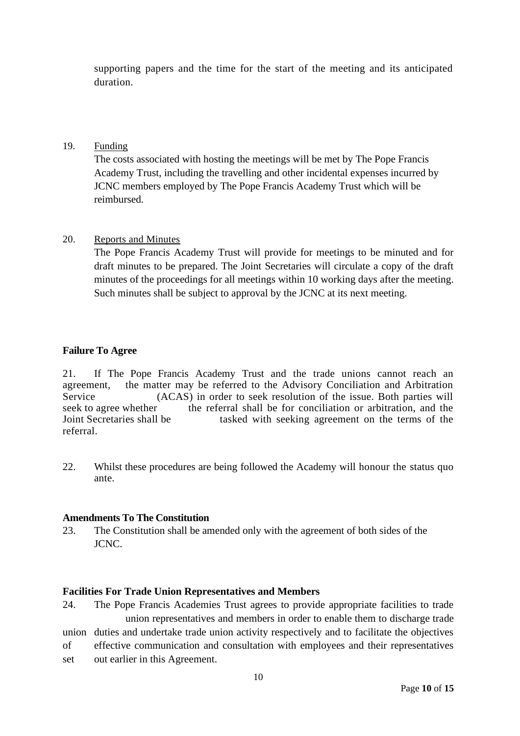supporting papers and the time for the start of the meeting and its anticipated duration.

19. Funding

The costs associated with hosting the meetings will be met by The Pope Francis Academy Trust, including the travelling and other incidental expenses incurred by JCNC members employed by The Pope Francis Academy Trust which will be reimbursed.

20. Reports and Minutes

The Pope Francis Academy Trust will provide for meetings to be minuted and for draft minutes to be prepared. The Joint Secretaries will circulate a copy of the draft minutes of the proceedings for all meetings within 10 working days after the meeting. Such minutes shall be subject to approval by the JCNC at its next meeting.

**Failure To Agree**

21. If The Pope Francis Academy Trust and the trade unions cannot reach an agreement, the matter may be referred to the Advisory Conciliation and Arbitration Service (ACAS) in order to seek resolution of the issue. Both parties will seek to agree whether the referral shall be for conciliation or arbitration, and the Joint Secretaries shall be tasked with seeking agreement on the terms of the referral.

22. Whilst these procedures are being followed the Academy will honour the status quo ante.

**Amendments To The Constitution**

23. The Constitution shall be amended only with the agreement of both sides of the JCNC.

**Facilities For Trade Union Representatives and Members**

24. The Pope Francis Academies Trust agrees to provide appropriate facilities to trade union representatives and members in order to enable them to discharge trade union duties and undertake trade union activity respectively and to facilitate the objectives of effective communication and consultation with employees and their representatives set out earlier in this Agreement.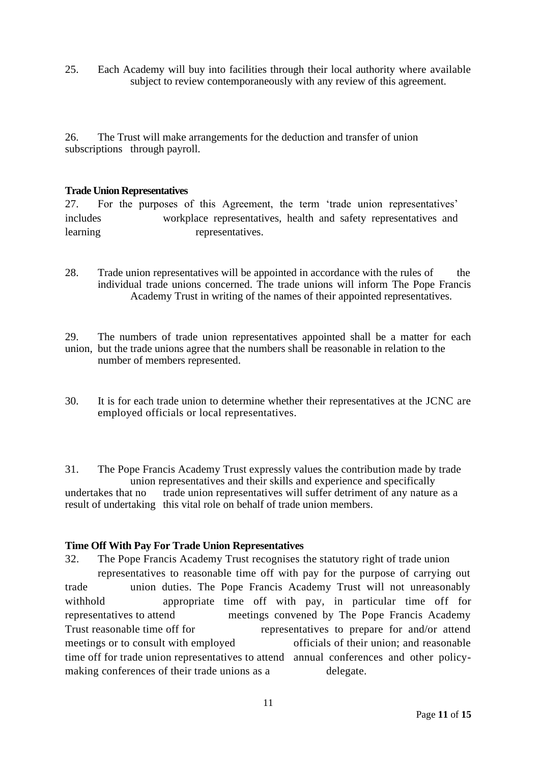25. Each Academy will buy into facilities through their local authority where available subject to review contemporaneously with any review of this agreement.

26. The Trust will make arrangements for the deduction and transfer of union subscriptions through payroll.

**Trade Union Representatives**

27. For the purposes of this Agreement, the term 'trade union representatives' includes workplace representatives, health and safety representatives and learning representatives.

28. Trade union representatives will be appointed in accordance with the rules of the individual trade unions concerned. The trade unions will inform The Pope Francis Academy Trust in writing of the names of their appointed representatives.

29. The numbers of trade union representatives appointed shall be a matter for each union, but the trade unions agree that the numbers shall be reasonable in relation to the number of members represented.

30. It is for each trade union to determine whether their representatives at the JCNC are employed officials or local representatives.

31. The Pope Francis Academy Trust expressly values the contribution made by trade union representatives and their skills and experience and specifically undertakes that no trade union representatives will suffer detriment of any nature as a result of undertaking this vital role on behalf of trade union members.

**Time Off With Pay For Trade Union Representatives**

32. The Pope Francis Academy Trust recognises the statutory right of trade union representatives to reasonable time off with pay for the purpose of carrying out trade union duties. The Pope Francis Academy Trust will not unreasonably withhold appropriate time off with pay, in particular time off for representatives to attend meetings convened by The Pope Francis Academy Trust reasonable time off for representatives to prepare for and/or attend meetings or to consult with employed officials of their union; and reasonable time off for trade union representatives to attend annual conferences and other policy-making conferences of their trade unions as a delegate.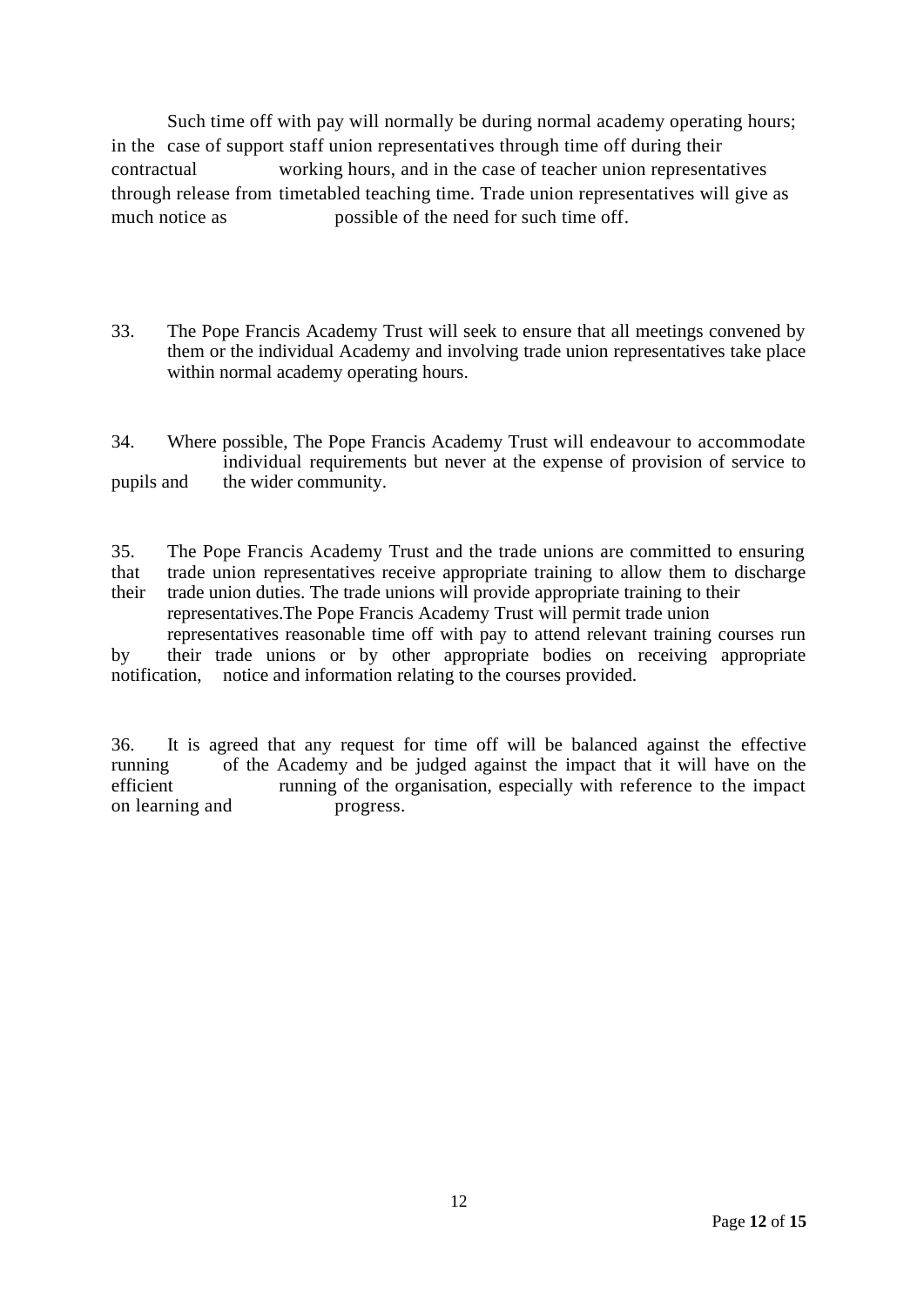Such time off with pay will normally be during normal academy operating hours; in the case of support staff union representatives through time off during their contractual working hours, and in the case of teacher union representatives through release from timetabled teaching time. Trade union representatives will give as much notice as possible of the need for such time off.

33. The Pope Francis Academy Trust will seek to ensure that all meetings convened by them or the individual Academy and involving trade union representatives take place within normal academy operating hours.

34. Where possible, The Pope Francis Academy Trust will endeavour to accommodate individual requirements but never at the expense of provision of service to pupils and the wider community.

35. The Pope Francis Academy Trust and the trade unions are committed to ensuring that trade union representatives receive appropriate training to allow them to discharge their trade union duties. The trade unions will provide appropriate training to their representatives.The Pope Francis Academy Trust will permit trade union representatives reasonable time off with pay to attend relevant training courses run by their trade unions or by other appropriate bodies on receiving appropriate notification, notice and information relating to the courses provided.

36. It is agreed that any request for time off will be balanced against the effective running of the Academy and be judged against the impact that it will have on the efficient running of the organisation, especially with reference to the impact on learning and progress.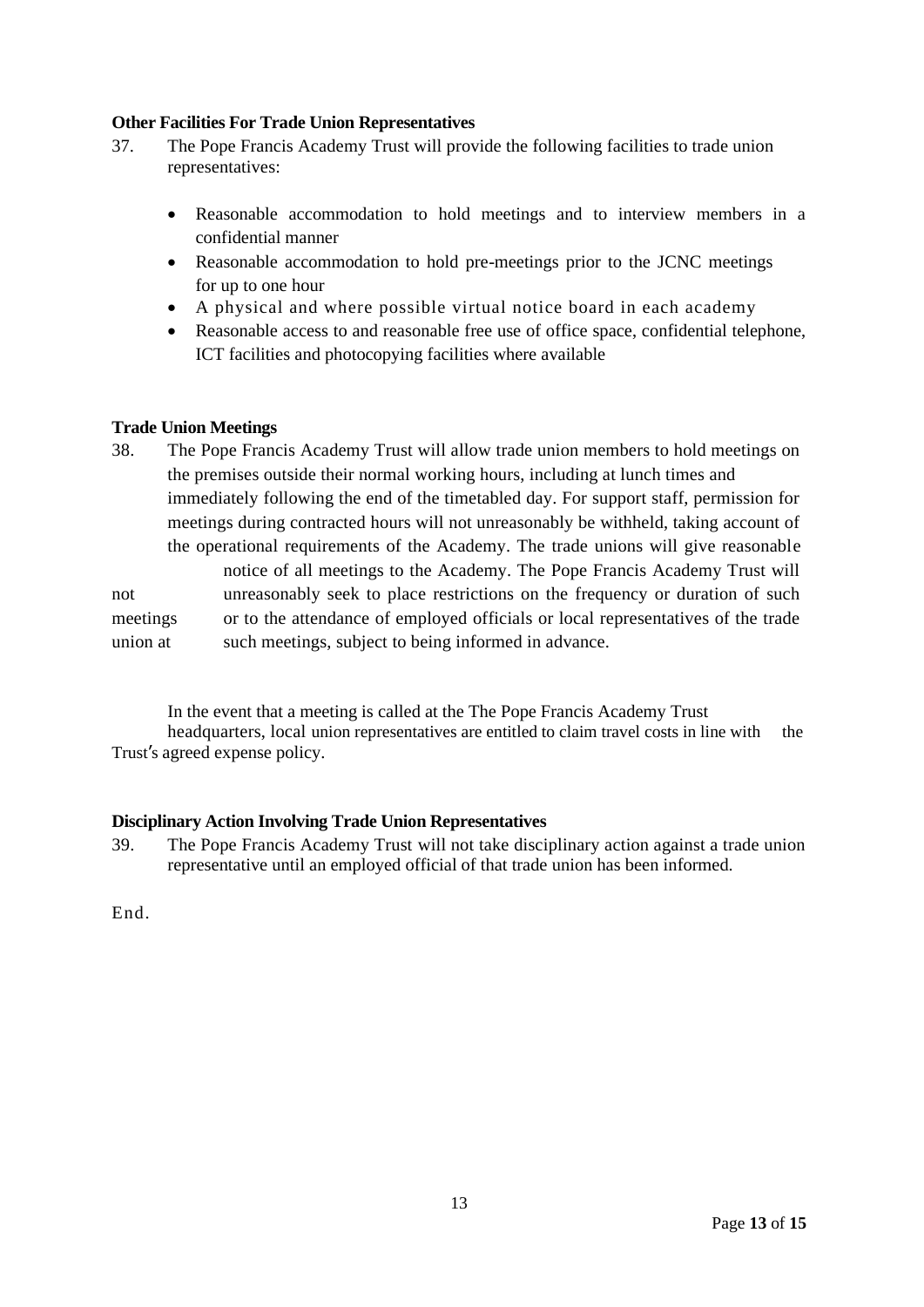**Other Facilities For Trade Union Representatives**

37. The Pope Francis Academy Trust will provide the following facilities to trade union representatives:

    - Reasonable accommodation to hold meetings and to interview members in a confidential manner
    - Reasonable accommodation to hold pre-meetings prior to the JCNC meetings for up to one hour
    - A physical and where possible virtual notice board in each academy
    - Reasonable access to and reasonable free use of office space, confidential telephone, ICT facilities and photocopying facilities where available

**Trade Union Meetings**

38. The Pope Francis Academy Trust will allow trade union members to hold meetings on the premises outside their normal working hours, including at lunch times and immediately following the end of the timetabled day. For support staff, permission for meetings during contracted hours will not unreasonably be withheld, taking account of the operational requirements of the Academy. The trade unions will give reasonable notice of all meetings to the Academy. The Pope Francis Academy Trust will not unreasonably seek to place restrictions on the frequency or duration of such meetings or to the attendance of employed officials or local representatives of the trade union at such meetings, subject to being informed in advance.

In the event that a meeting is called at the The Pope Francis Academy Trust headquarters, local union representatives are entitled to claim travel costs in line with the Trust's agreed expense policy.

**Disciplinary Action Involving Trade Union Representatives**

39. The Pope Francis Academy Trust will not take disciplinary action against a trade union representative until an employed official of that trade union has been informed.

End.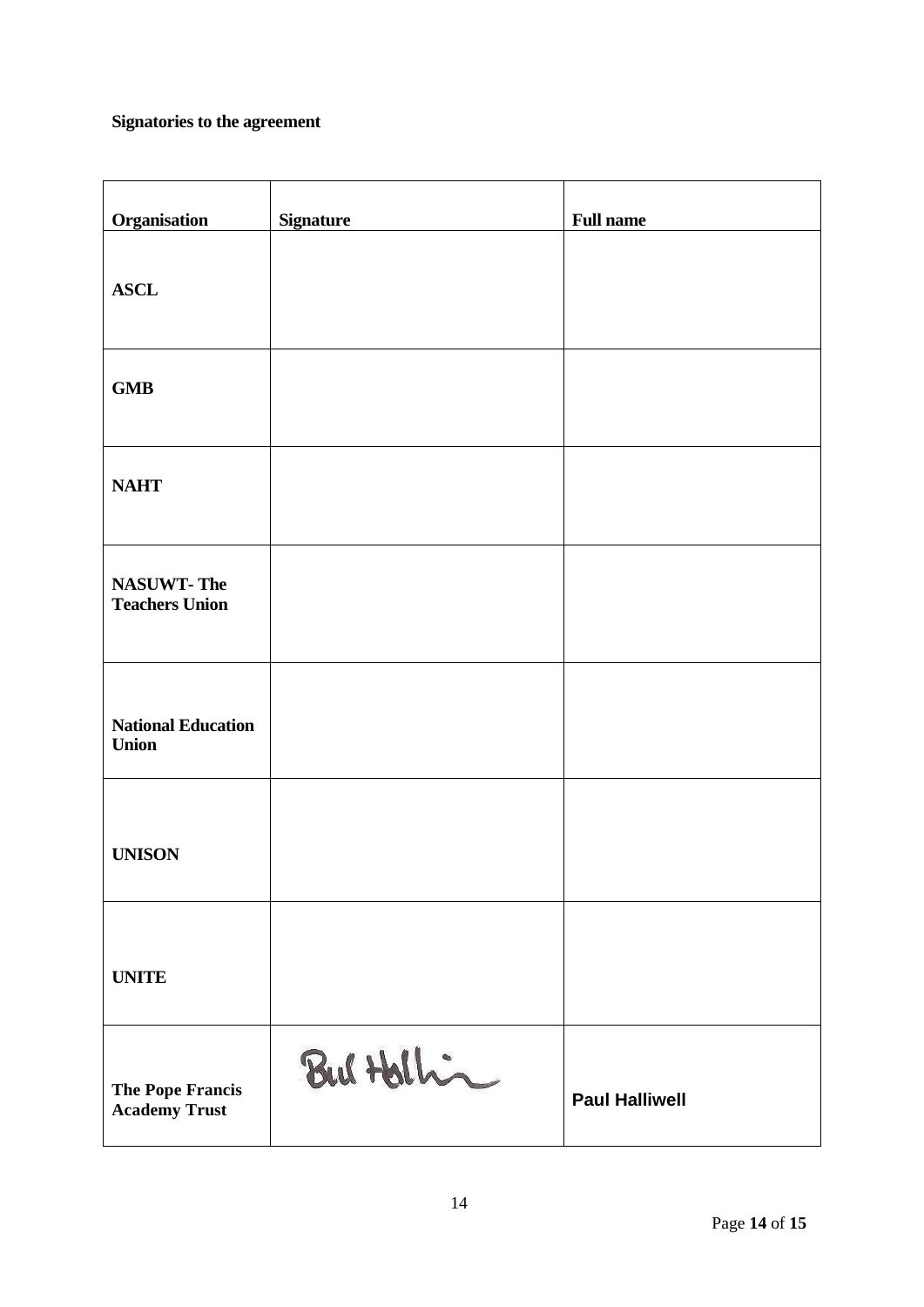**Signatories to the agreement**

| Organisation | Signature | Full name |
|---|---|---|
| **ASCL** | | |
| **GMB** | | |
| **NAHT** | | |
| **NASUWT- The Teachers Union** | | |
| **National Education Union** | | |
| **UNISON** | | |
| **UNITE** | | |
| **The Pope Francis Academy Trust** | Bul Hollin | **Paul Halliwell** |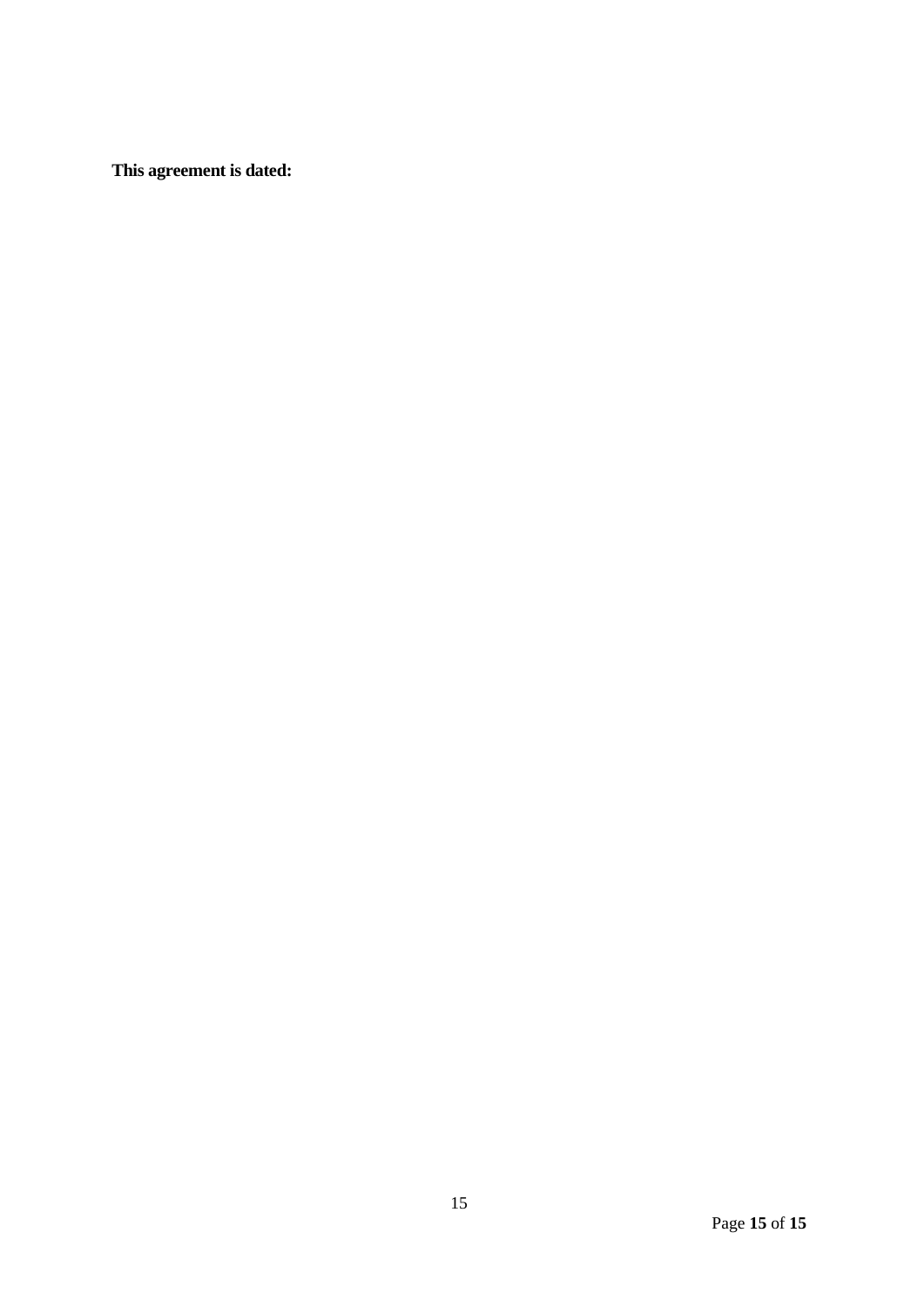**This agreement is dated:**